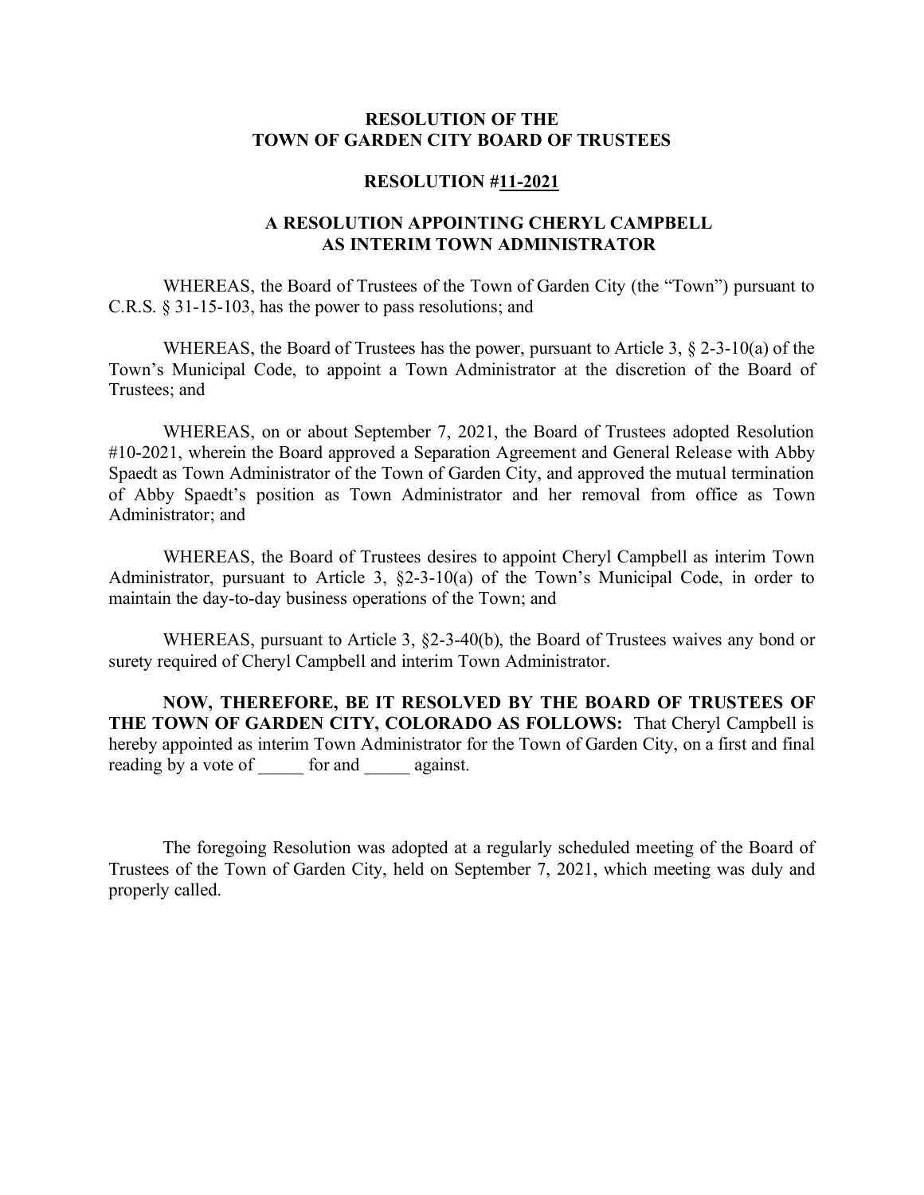**RESOLUTION OF THE**
**TOWN OF GARDEN CITY BOARD OF TRUSTEES**

**RESOLUTION #11-2021**

**A RESOLUTION APPOINTING CHERYL CAMPBELL AS INTERIM TOWN ADMINISTRATOR**

WHEREAS, the Board of Trustees of the Town of Garden City (the "Town") pursuant to C.R.S. § 31-15-103, has the power to pass resolutions; and

WHEREAS, the Board of Trustees has the power, pursuant to Article 3, § 2-3-10(a) of the Town's Municipal Code, to appoint a Town Administrator at the discretion of the Board of Trustees; and

WHEREAS, on or about September 7, 2021, the Board of Trustees adopted Resolution #10-2021, wherein the Board approved a Separation Agreement and General Release with Abby Spaedt as Town Administrator of the Town of Garden City, and approved the mutual termination of Abby Spaedt's position as Town Administrator and her removal from office as Town Administrator; and

WHEREAS, the Board of Trustees desires to appoint Cheryl Campbell as interim Town Administrator, pursuant to Article 3, §2-3-10(a) of the Town's Municipal Code, in order to maintain the day-to-day business operations of the Town; and

WHEREAS, pursuant to Article 3, §2-3-40(b), the Board of Trustees waives any bond or surety required of Cheryl Campbell and interim Town Administrator.

**NOW, THEREFORE, BE IT RESOLVED BY THE BOARD OF TRUSTEES OF THE TOWN OF GARDEN CITY, COLORADO AS FOLLOWS:** That Cheryl Campbell is hereby appointed as interim Town Administrator for the Town of Garden City, on a first and final reading by a vote of _____ for and _____ against.

The foregoing Resolution was adopted at a regularly scheduled meeting of the Board of Trustees of the Town of Garden City, held on September 7, 2021, which meeting was duly and properly called.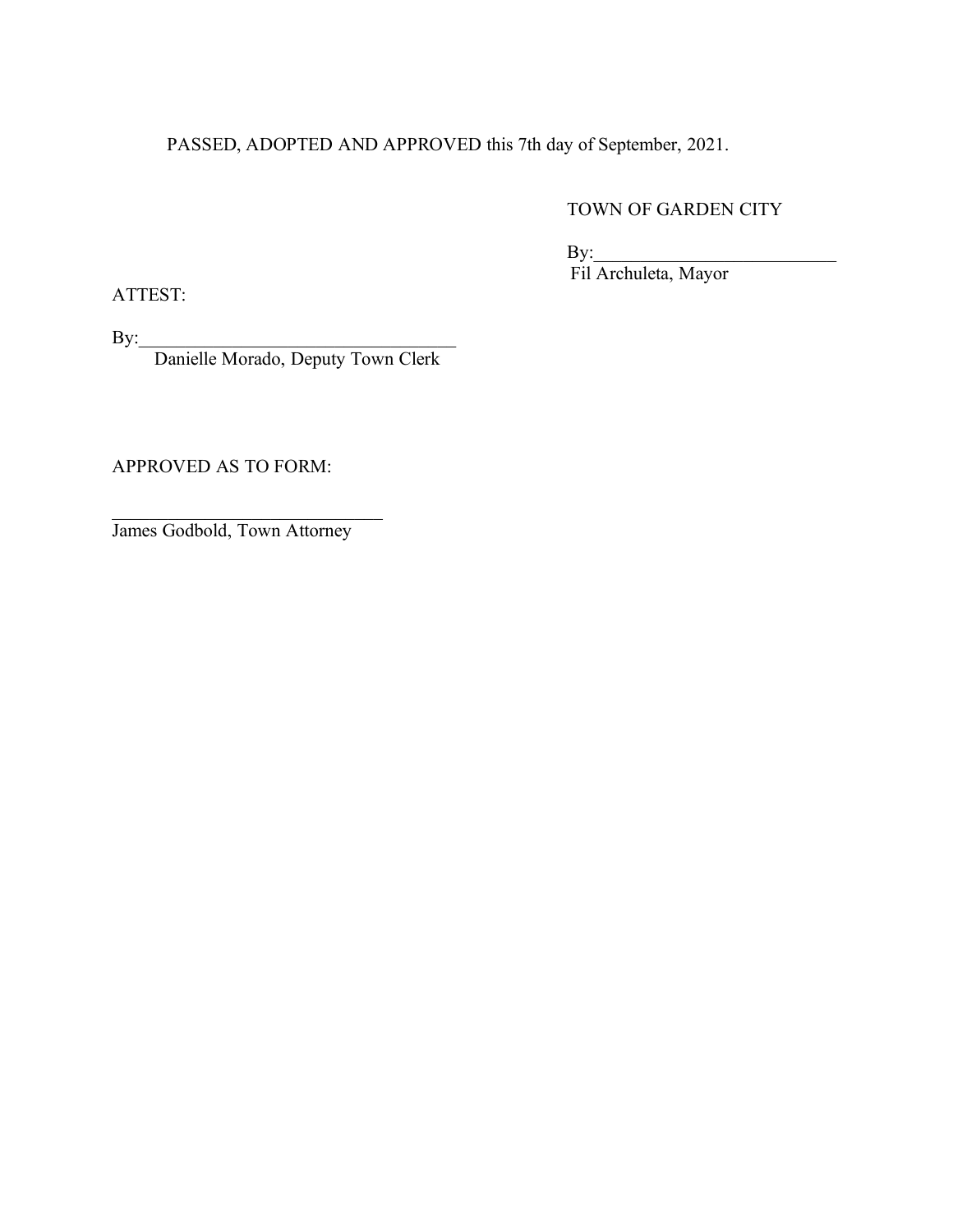PASSED, ADOPTED AND APPROVED this 7th day of September, 2021.

TOWN OF GARDEN CITY

By:___________________________
Fil Archuleta, Mayor

ATTEST:

By:___________________________________
Danielle Morado, Deputy Town Clerk

APPROVED AS TO FORM:

______________________________
James Godbold, Town Attorney